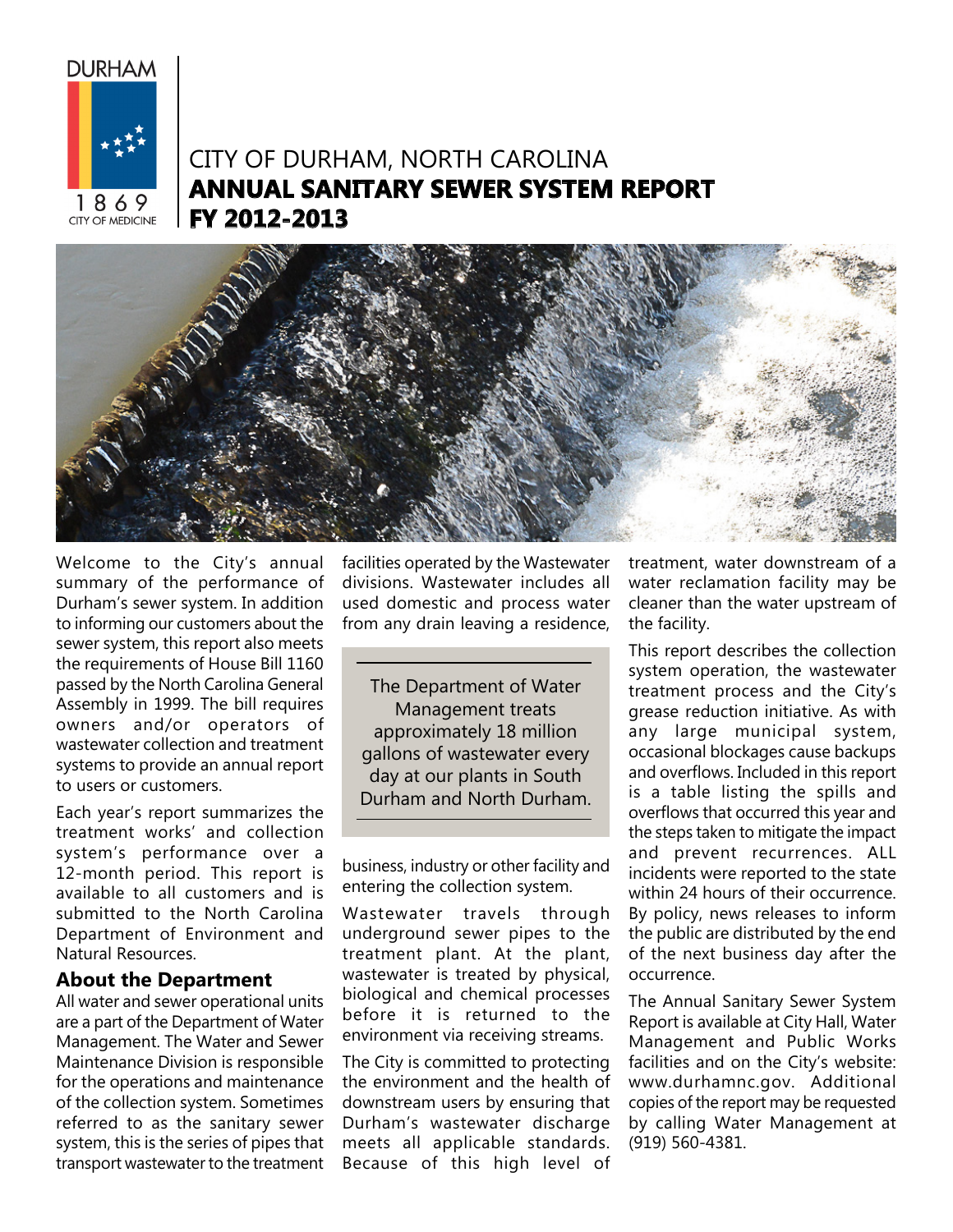DURHAM

1869 CITY OF MEDICINE

# CITY OF DURHAM, NORTH CAROLINA
# ANNUAL SANITARY SEWER SYSTEM REPORT
# FY 2012-2013

Welcome to the City's annual summary of the performance of Durham's sewer system. In addition to informing our customers about the sewer system, this report also meets the requirements of House Bill 1160 passed by the North Carolina General Assembly in 1999. The bill requires owners and/or operators of wastewater collection and treatment systems to provide an annual report to users or customers.

Each year's report summarizes the treatment works' and collection system's performance over a 12-month period. This report is available to all customers and is submitted to the North Carolina Department of Environment and Natural Resources.

## About the Department

All water and sewer operational units are a part of the Department of Water Management. The Water and Sewer Maintenance Division is responsible for the operations and maintenance of the collection system. Sometimes referred to as the sanitary sewer system, this is the series of pipes that transport wastewater to the treatment facilities operated by the Wastewater divisions. Wastewater includes all used domestic and process water from any drain leaving a residence, business, industry or other facility and entering the collection system.

> The Department of Water Management treats approximately 18 million gallons of wastewater every day at our plants in South Durham and North Durham.

Wastewater travels through underground sewer pipes to the treatment plant. At the plant, wastewater is treated by physical, biological and chemical processes before it is returned to the environment via receiving streams.

The City is committed to protecting the environment and the health of downstream users by ensuring that Durham's wastewater discharge meets all applicable standards. Because of this high level of treatment, water downstream of a water reclamation facility may be cleaner than the water upstream of the facility.

This report describes the collection system operation, the wastewater treatment process and the City's grease reduction initiative. As with any large municipal system, occasional blockages cause backups and overflows. Included in this report is a table listing the spills and overflows that occurred this year and the steps taken to mitigate the impact and prevent recurrences. ALL incidents were reported to the state within 24 hours of their occurrence. By policy, news releases to inform the public are distributed by the end of the next business day after the occurrence.

The Annual Sanitary Sewer System Report is available at City Hall, Water Management and Public Works facilities and on the City's website: www.durhamnc.gov. Additional copies of the report may be requested by calling Water Management at (919) 560-4381.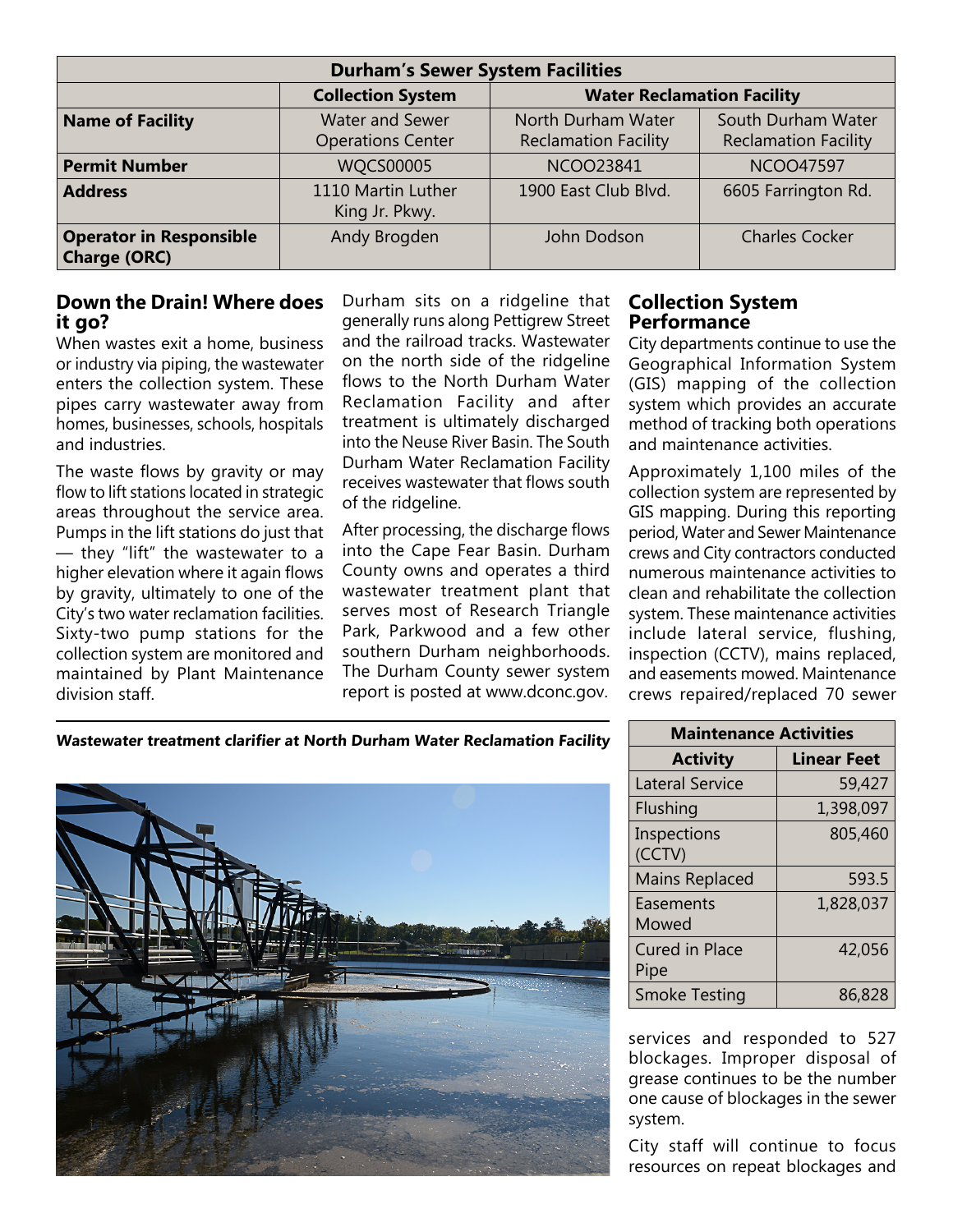| Durham's Sewer System Facilities | | | |
|---|---|---|---|
| | **Collection System** | **Water Reclamation Facility** | |
| **Name of Facility** | Water and Sewer Operations Center | North Durham Water Reclamation Facility | South Durham Water Reclamation Facility |
| **Permit Number** | WQCS00005 | NCOO23841 | NCOO47597 |
| **Address** | 1110 Martin Luther King Jr. Pkwy. | 1900 East Club Blvd. | 6605 Farrington Rd. |
| **Operator in Responsible Charge (ORC)** | Andy Brogden | John Dodson | Charles Cocker |

## Down the Drain! Where does it go?

When wastes exit a home, business or industry via piping, the wastewater enters the collection system. These pipes carry wastewater away from homes, businesses, schools, hospitals and industries.

The waste flows by gravity or may flow to lift stations located in strategic areas throughout the service area. Pumps in the lift stations do just that — they "lift" the wastewater to a higher elevation where it again flows by gravity, ultimately to one of the City's two water reclamation facilities. Sixty-two pump stations for the collection system are monitored and maintained by Plant Maintenance division staff.

Durham sits on a ridgeline that generally runs along Pettigrew Street and the railroad tracks. Wastewater on the north side of the ridgeline flows to the North Durham Water Reclamation Facility and after treatment is ultimately discharged into the Neuse River Basin. The South Durham Water Reclamation Facility receives wastewater that flows south of the ridgeline.

After processing, the discharge flows into the Cape Fear Basin. Durham County owns and operates a third wastewater treatment plant that serves most of Research Triangle Park, Parkwood and a few other southern Durham neighborhoods. The Durham County sewer system report is posted at www.dconc.gov.

***Wastewater treatment clarifier at North Durham Water Reclamation Facility***

## Collection System Performance

City departments continue to use the Geographical Information System (GIS) mapping of the collection system which provides an accurate method of tracking both operations and maintenance activities.

Approximately 1,100 miles of the collection system are represented by GIS mapping. During this reporting period, Water and Sewer Maintenance crews and City contractors conducted numerous maintenance activities to clean and rehabilitate the collection system. These maintenance activities include lateral service, flushing, inspection (CCTV), mains replaced, and easements mowed. Maintenance crews repaired/replaced 70 sewer services and responded to 527 blockages. Improper disposal of grease continues to be the number one cause of blockages in the sewer system.

| Maintenance Activities | |
|---|---|
| **Activity** | **Linear Feet** |
| Lateral Service | 59,427 |
| Flushing | 1,398,097 |
| Inspections (CCTV) | 805,460 |
| Mains Replaced | 593.5 |
| Easements Mowed | 1,828,037 |
| Cured in Place Pipe | 42,056 |
| Smoke Testing | 86,828 |

City staff will continue to focus resources on repeat blockages and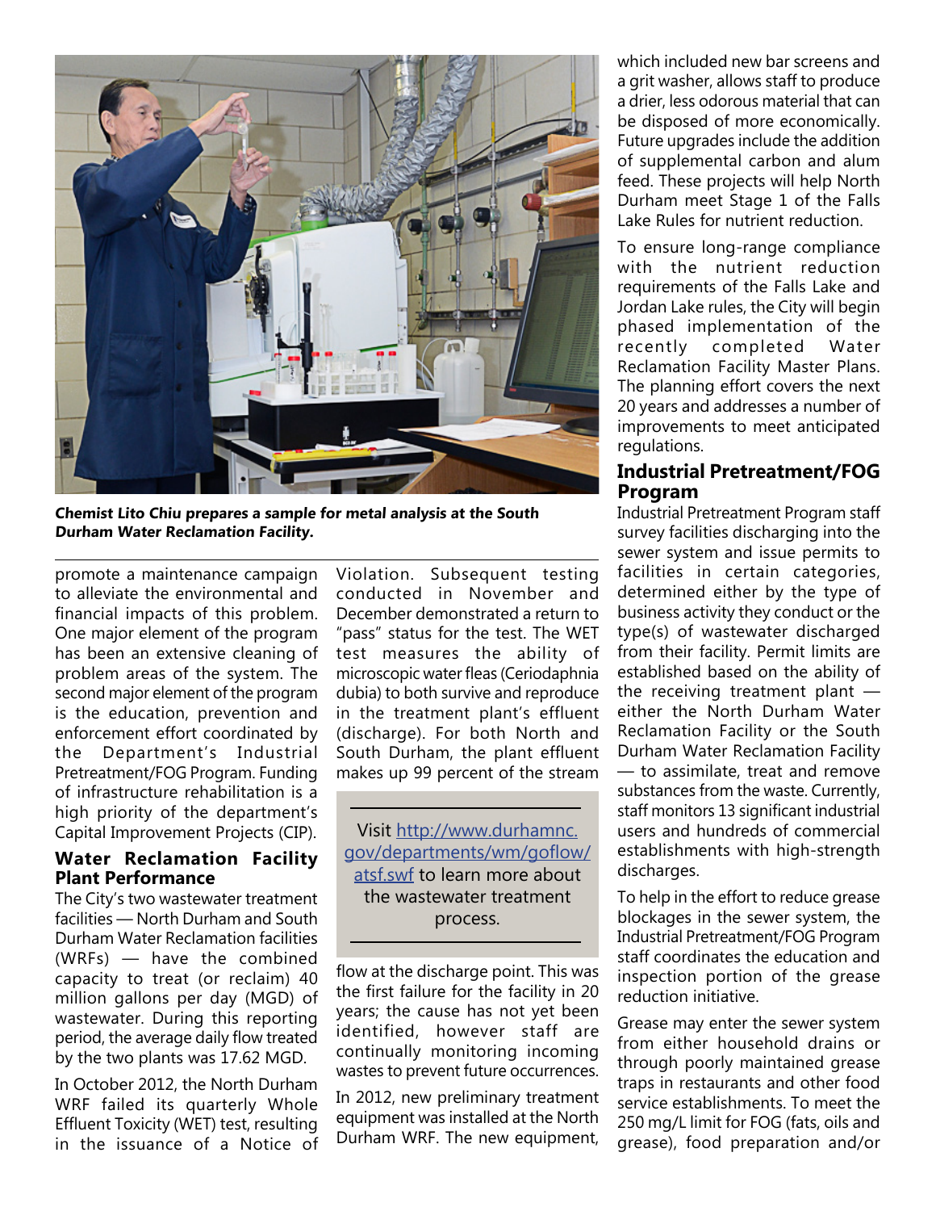*Chemist Lito Chiu prepares a sample for metal analysis at the South Durham Water Reclamation Facility.*

promote a maintenance campaign to alleviate the environmental and financial impacts of this problem. One major element of the program has been an extensive cleaning of problem areas of the system. The second major element of the program is the education, prevention and enforcement effort coordinated by the Department's Industrial Pretreatment/FOG Program. Funding of infrastructure rehabilitation is a high priority of the department's Capital Improvement Projects (CIP).

### Water Reclamation Facility Plant Performance

The City's two wastewater treatment facilities — North Durham and South Durham Water Reclamation facilities (WRFs) — have the combined capacity to treat (or reclaim) 40 million gallons per day (MGD) of wastewater. During this reporting period, the average daily flow treated by the two plants was 17.62 MGD.

In October 2012, the North Durham WRF failed its quarterly Whole Effluent Toxicity (WET) test, resulting in the issuance of a Notice of Violation. Subsequent testing conducted in November and December demonstrated a return to "pass" status for the test. The WET test measures the ability of microscopic water fleas (Ceriodaphnia dubia) to both survive and reproduce in the treatment plant's effluent (discharge). For both North and South Durham, the plant effluent makes up 99 percent of the stream flow at the discharge point. This was the first failure for the facility in 20 years; the cause has not yet been identified, however staff are continually monitoring incoming wastes to prevent future occurrences.

> Visit [http://www.durhamnc.gov/departments/wm/goflow/atsf.swf](http://www.durhamnc.gov/departments/wm/goflow/atsf.swf) to learn more about the wastewater treatment process.

In 2012, new preliminary treatment equipment was installed at the North Durham WRF. The new equipment, which included new bar screens and a grit washer, allows staff to produce a drier, less odorous material that can be disposed of more economically. Future upgrades include the addition of supplemental carbon and alum feed. These projects will help North Durham meet Stage 1 of the Falls Lake Rules for nutrient reduction.

To ensure long-range compliance with the nutrient reduction requirements of the Falls Lake and Jordan Lake rules, the City will begin phased implementation of the recently completed Water Reclamation Facility Master Plans. The planning effort covers the next 20 years and addresses a number of improvements to meet anticipated regulations.

### Industrial Pretreatment/FOG Program

Industrial Pretreatment Program staff survey facilities discharging into the sewer system and issue permits to facilities in certain categories, determined either by the type of business activity they conduct or the type(s) of wastewater discharged from their facility. Permit limits are established based on the ability of the receiving treatment plant — either the North Durham Water Reclamation Facility or the South Durham Water Reclamation Facility — to assimilate, treat and remove substances from the waste. Currently, staff monitors 13 significant industrial users and hundreds of commercial establishments with high-strength discharges.

To help in the effort to reduce grease blockages in the sewer system, the Industrial Pretreatment/FOG Program staff coordinates the education and inspection portion of the grease reduction initiative.

Grease may enter the sewer system from either household drains or through poorly maintained grease traps in restaurants and other food service establishments. To meet the 250 mg/L limit for FOG (fats, oils and grease), food preparation and/or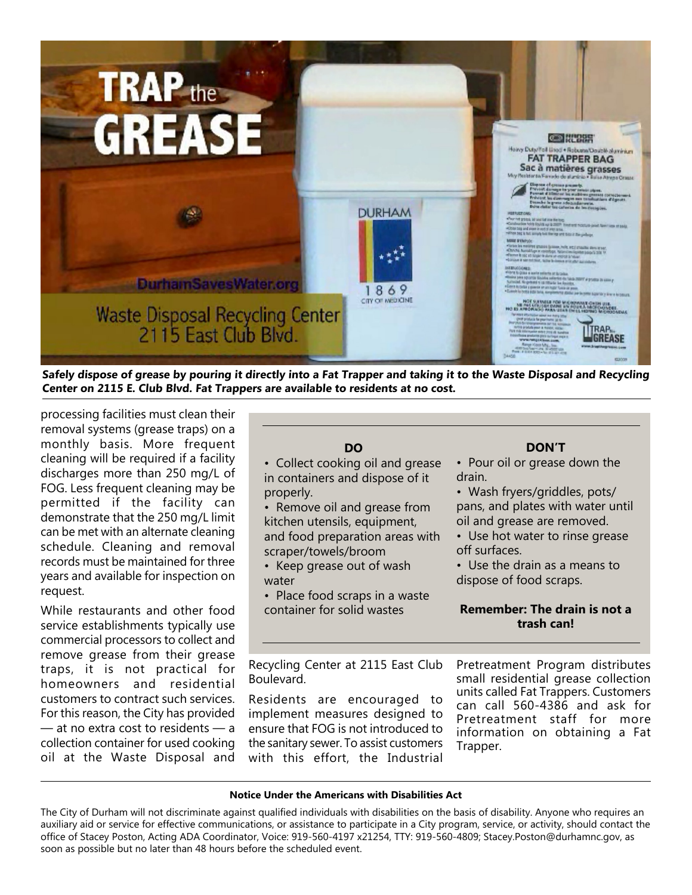*Safely dispose of grease by pouring it directly into a Fat Trapper and taking it to the Waste Disposal and Recycling Center on 2115 E. Club Blvd. Fat Trappers are available to residents at no cost.*

processing facilities must clean their removal systems (grease traps) on a monthly basis. More frequent cleaning will be required if a facility discharges more than 250 mg/L of FOG. Less frequent cleaning may be permitted if the facility can demonstrate that the 250 mg/L limit can be met with an alternate cleaning schedule. Cleaning and removal records must be maintained for three years and available for inspection on request.

While restaurants and other food service establishments typically use commercial processors to collect and remove grease from their grease traps, it is not practical for homeowners and residential customers to contract such services. For this reason, the City has provided — at no extra cost to residents — a collection container for used cooking oil at the Waste Disposal and Recycling Center at 2115 East Club Boulevard.

Residents are encouraged to implement measures designed to ensure that FOG is not introduced to the sanitary sewer. To assist customers with this effort, the Industrial Pretreatment Program distributes small residential grease collection units called Fat Trappers. Customers can call 560-4386 and ask for Pretreatment staff for more information on obtaining a Fat Trapper.

**DO**

- Collect cooking oil and grease in containers and dispose of it properly.
- Remove oil and grease from kitchen utensils, equipment, and food preparation areas with scraper/towels/broom
- Keep grease out of wash water
- Place food scraps in a waste container for solid wastes

**DON'T**

- Pour oil or grease down the drain.
- Wash fryers/griddles, pots/pans, and plates with water until oil and grease are removed.
- Use hot water to rinse grease off surfaces.
- Use the drain as a means to dispose of food scraps.

**Remember: The drain is not a trash can!**

**Notice Under the Americans with Disabilities Act**

The City of Durham will not discriminate against qualified individuals with disabilities on the basis of disability. Anyone who requires an auxiliary aid or service for effective communications, or assistance to participate in a City program, service, or activity, should contact the office of Stacey Poston, Acting ADA Coordinator, Voice: 919-560-4197 x21254, TTY: 919-560-4809; Stacey.Poston@durhamnc.gov, as soon as possible but no later than 48 hours before the scheduled event.